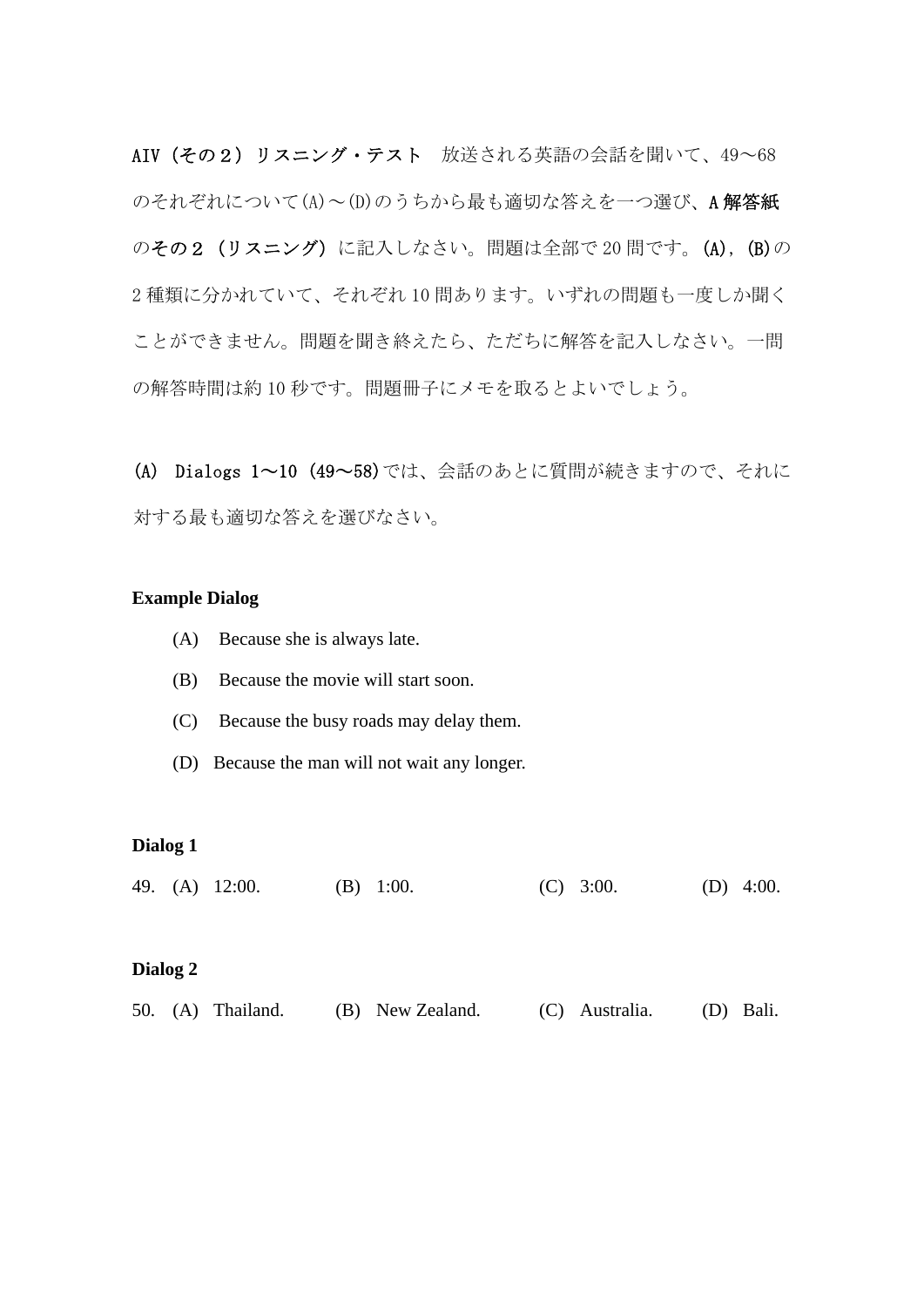**AIV（その２）リスニング・テスト**　放送される英語の会話を聞いて、49～68のそれぞれについて(A)～(D)のうちから最も適切な答えを一つ選び、**A解答紙**の**その２（リスニング）**に記入しなさい。問題は全部で20問です。**(A)，(B)**の2種類に分かれていて、それぞれ10問あります。いずれの問題も一度しか聞くことができません。問題を聞き終えたら、ただちに解答を記入しなさい。一問の解答時間は約10秒です。問題冊子にメモを取るとよいでしょう。

**(A)　Dialogs 1～10 (49～58)**では、会話のあとに質問が続きますので、それに対する最も適切な答えを選びなさい。

**Example Dialog**

(A)　Because she is always late.

(B)　Because the movie will start soon.

(C)　Because the busy roads may delay them.

(D)　Because the man will not wait any longer.

**Dialog 1**

49.　(A)　12:00.　　(B)　1:00.　　(C)　3:00.　　(D)　4:00.

**Dialog 2**

50.　(A)　Thailand.　　(B)　New Zealand.　　(C)　Australia.　　(D)　Bali.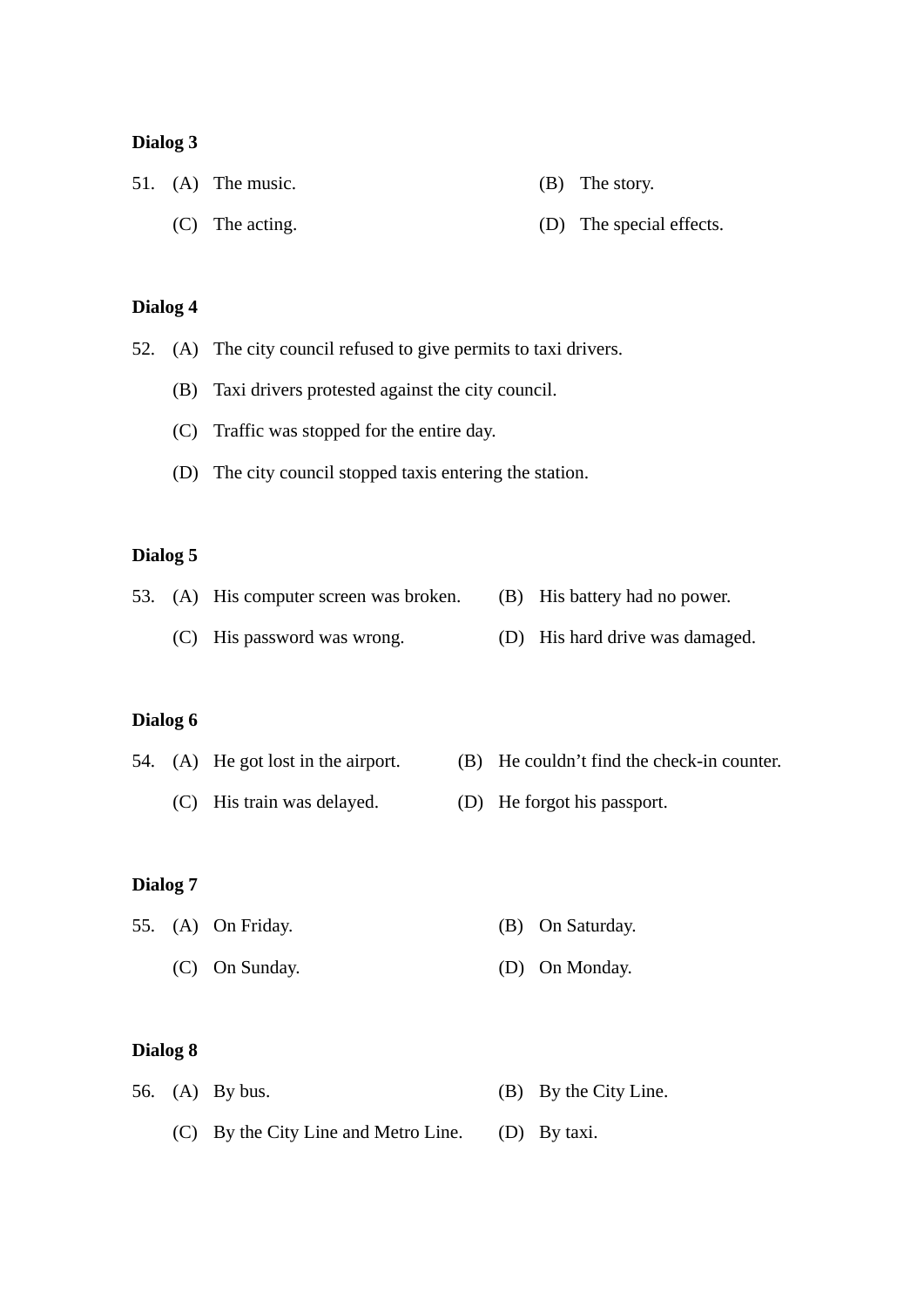**Dialog 3**

51. (A) The music. (B) The story.
    (C) The acting. (D) The special effects.

**Dialog 4**

52. (A) The city council refused to give permits to taxi drivers.
    (B) Taxi drivers protested against the city council.
    (C) Traffic was stopped for the entire day.
    (D) The city council stopped taxis entering the station.

**Dialog 5**

53. (A) His computer screen was broken. (B) His battery had no power.
    (C) His password was wrong. (D) His hard drive was damaged.

**Dialog 6**

54. (A) He got lost in the airport. (B) He couldn't find the check-in counter.
    (C) His train was delayed. (D) He forgot his passport.

**Dialog 7**

55. (A) On Friday. (B) On Saturday.
    (C) On Sunday. (D) On Monday.

**Dialog 8**

56. (A) By bus. (B) By the City Line.
    (C) By the City Line and Metro Line. (D) By taxi.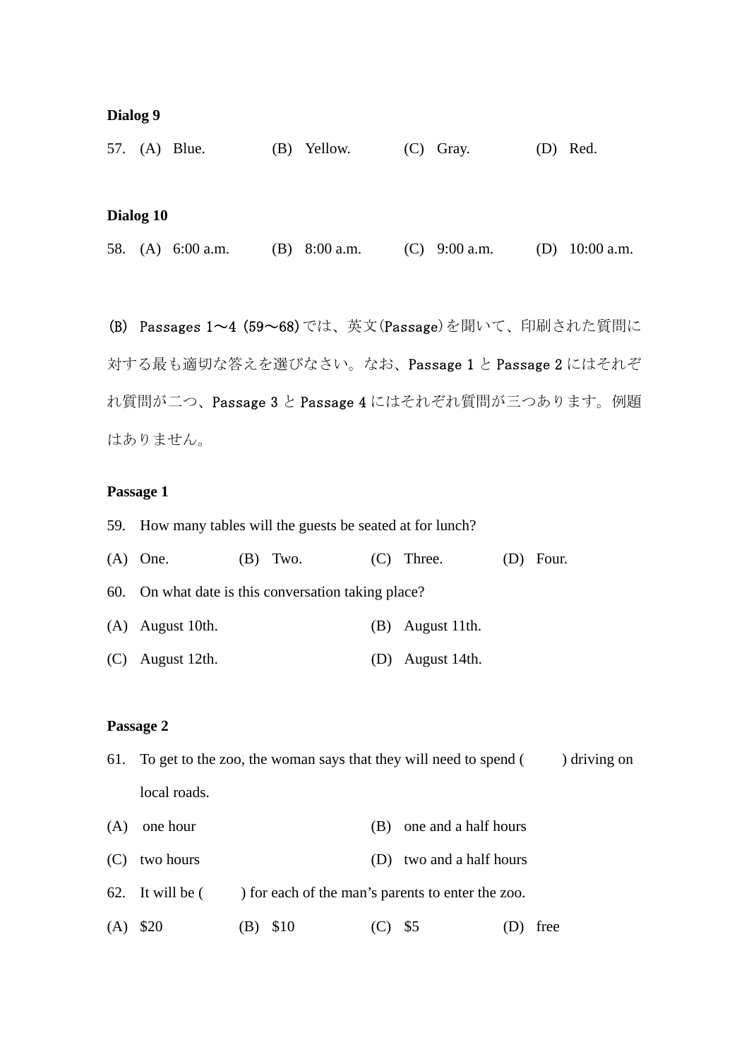**Dialog 9**

57. (A) Blue. (B) Yellow. (C) Gray. (D) Red.

**Dialog 10**

58. (A) 6:00 a.m. (B) 8:00 a.m. (C) 9:00 a.m. (D) 10:00 a.m.

(B) Passages 1～4 (59～68)では、英文(Passage)を聞いて、印刷された質問に対する最も適切な答えを選びなさい。なお、Passage 1 と Passage 2 にはそれぞれ質問が二つ、Passage 3 と Passage 4 にはそれぞれ質問が三つあります。例題はありません。

**Passage 1**

59. How many tables will the guests be seated at for lunch?

(A) One. (B) Two. (C) Three. (D) Four.

60. On what date is this conversation taking place?

(A) August 10th. (B) August 11th.

(C) August 12th. (D) August 14th.

**Passage 2**

61. To get to the zoo, the woman says that they will need to spend ( ) driving on local roads.

(A) one hour (B) one and a half hours

(C) two hours (D) two and a half hours

62. It will be ( ) for each of the man's parents to enter the zoo.

(A) $20 (B) $10 (C) $5 (D) free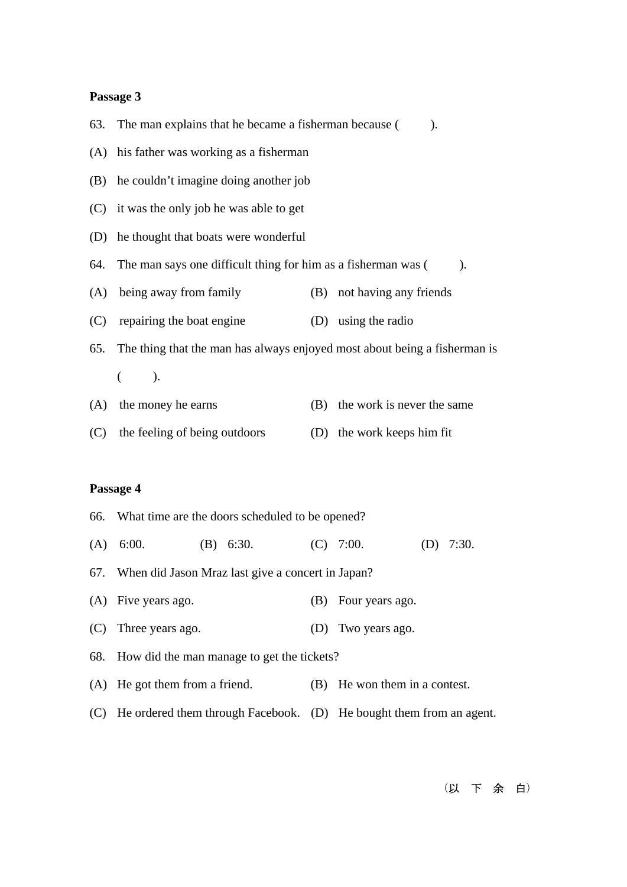**Passage 3**

63. The man explains that he became a fisherman because (　　).

(A) his father was working as a fisherman

(B) he couldn't imagine doing another job

(C) it was the only job he was able to get

(D) he thought that boats were wonderful

64. The man says one difficult thing for him as a fisherman was (　　).

(A) being away from family　　(B) not having any friends

(C) repairing the boat engine　　(D) using the radio

65. The thing that the man has always enjoyed most about being a fisherman is (　　).

(A) the money he earns　　(B) the work is never the same

(C) the feeling of being outdoors　　(D) the work keeps him fit

**Passage 4**

66. What time are the doors scheduled to be opened?

(A) 6:00.　　(B) 6:30.　　(C) 7:00.　　(D) 7:30.

67. When did Jason Mraz last give a concert in Japan?

(A) Five years ago.　　(B) Four years ago.

(C) Three years ago.　　(D) Two years ago.

68. How did the man manage to get the tickets?

(A) He got them from a friend.　　(B) He won them in a contest.

(C) He ordered them through Facebook.　　(D) He bought them from an agent.

（以　下　余　白）